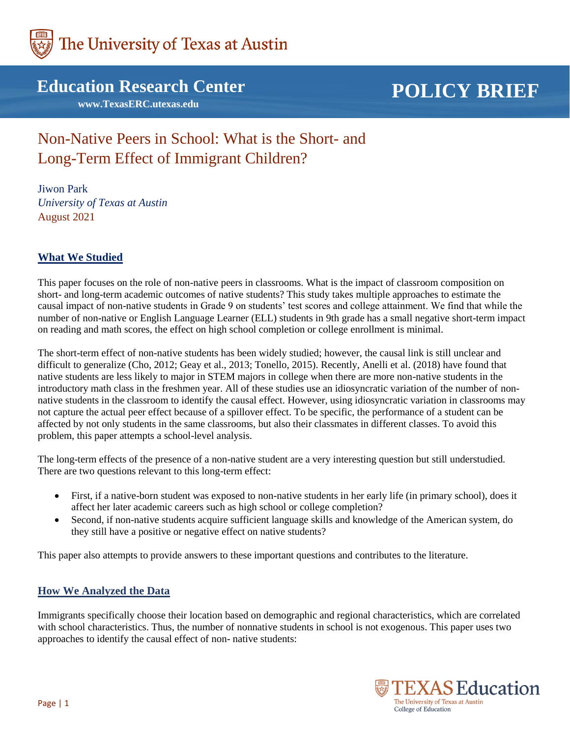The University of Texas at Austin

# Education Research Center

www.TexasERC.utexas.edu

POLICY BRIEF

# Non-Native Peers in School: What is the Short- and Long-Term Effect of Immigrant Children?

Jiwon Park
*University of Texas at Austin*
August 2021

## What We Studied

This paper focuses on the role of non-native peers in classrooms. What is the impact of classroom composition on short- and long-term academic outcomes of native students? This study takes multiple approaches to estimate the causal impact of non-native students in Grade 9 on students' test scores and college attainment. We find that while the number of non-native or English Language Learner (ELL) students in 9th grade has a small negative short-term impact on reading and math scores, the effect on high school completion or college enrollment is minimal.

The short-term effect of non-native students has been widely studied; however, the causal link is still unclear and difficult to generalize (Cho, 2012; Geay et al., 2013; Tonello, 2015). Recently, Anelli et al. (2018) have found that native students are less likely to major in STEM majors in college when there are more non-native students in the introductory math class in the freshmen year. All of these studies use an idiosyncratic variation of the number of non-native students in the classroom to identify the causal effect. However, using idiosyncratic variation in classrooms may not capture the actual peer effect because of a spillover effect. To be specific, the performance of a student can be affected by not only students in the same classrooms, but also their classmates in different classes. To avoid this problem, this paper attempts a school-level analysis.

The long-term effects of the presence of a non-native student are a very interesting question but still understudied. There are two questions relevant to this long-term effect:

- First, if a native-born student was exposed to non-native students in her early life (in primary school), does it affect her later academic careers such as high school or college completion?
- Second, if non-native students acquire sufficient language skills and knowledge of the American system, do they still have a positive or negative effect on native students?

This paper also attempts to provide answers to these important questions and contributes to the literature.

## How We Analyzed the Data

Immigrants specifically choose their location based on demographic and regional characteristics, which are correlated with school characteristics. Thus, the number of nonnative students in school is not exogenous. This paper uses two approaches to identify the causal effect of non- native students: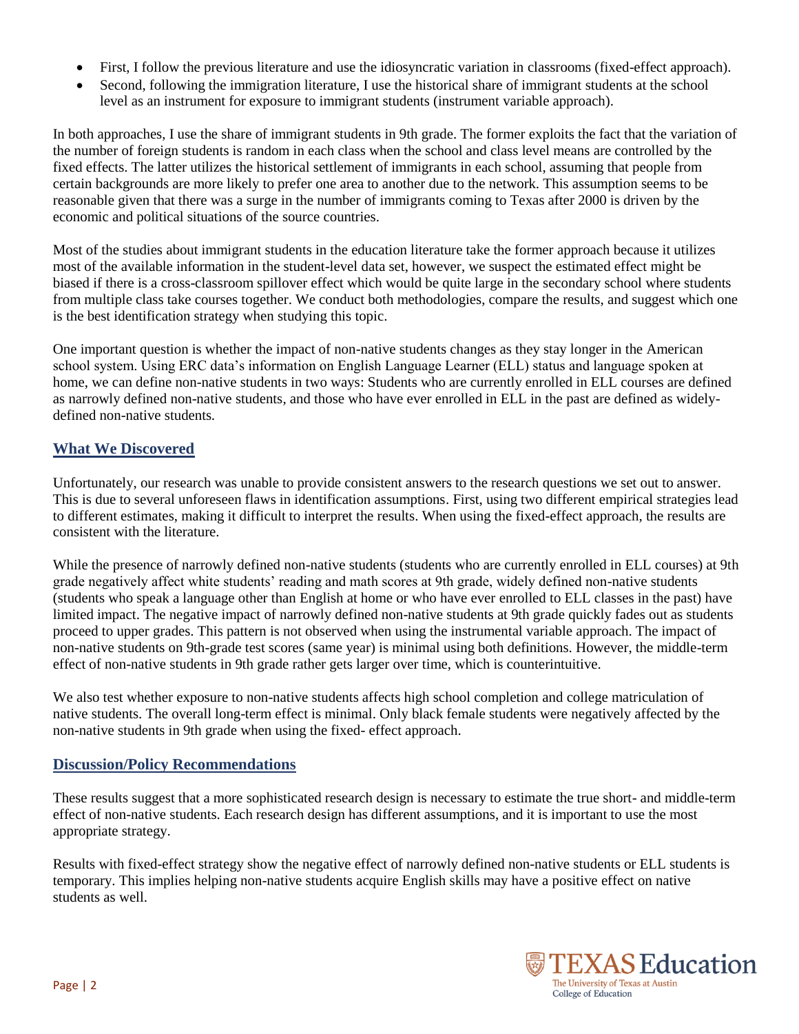- First, I follow the previous literature and use the idiosyncratic variation in classrooms (fixed-effect approach).
- Second, following the immigration literature, I use the historical share of immigrant students at the school level as an instrument for exposure to immigrant students (instrument variable approach).

In both approaches, I use the share of immigrant students in 9th grade. The former exploits the fact that the variation of the number of foreign students is random in each class when the school and class level means are controlled by the fixed effects. The latter utilizes the historical settlement of immigrants in each school, assuming that people from certain backgrounds are more likely to prefer one area to another due to the network. This assumption seems to be reasonable given that there was a surge in the number of immigrants coming to Texas after 2000 is driven by the economic and political situations of the source countries.

Most of the studies about immigrant students in the education literature take the former approach because it utilizes most of the available information in the student-level data set, however, we suspect the estimated effect might be biased if there is a cross-classroom spillover effect which would be quite large in the secondary school where students from multiple class take courses together. We conduct both methodologies, compare the results, and suggest which one is the best identification strategy when studying this topic.

One important question is whether the impact of non-native students changes as they stay longer in the American school system. Using ERC data's information on English Language Learner (ELL) status and language spoken at home, we can define non-native students in two ways: Students who are currently enrolled in ELL courses are defined as narrowly defined non-native students, and those who have ever enrolled in ELL in the past are defined as widely-defined non-native students.

## What We Discovered

Unfortunately, our research was unable to provide consistent answers to the research questions we set out to answer. This is due to several unforeseen flaws in identification assumptions. First, using two different empirical strategies lead to different estimates, making it difficult to interpret the results. When using the fixed-effect approach, the results are consistent with the literature.

While the presence of narrowly defined non-native students (students who are currently enrolled in ELL courses) at 9th grade negatively affect white students' reading and math scores at 9th grade, widely defined non-native students (students who speak a language other than English at home or who have ever enrolled to ELL classes in the past) have limited impact. The negative impact of narrowly defined non-native students at 9th grade quickly fades out as students proceed to upper grades. This pattern is not observed when using the instrumental variable approach. The impact of non-native students on 9th-grade test scores (same year) is minimal using both definitions. However, the middle-term effect of non-native students in 9th grade rather gets larger over time, which is counterintuitive.

We also test whether exposure to non-native students affects high school completion and college matriculation of native students. The overall long-term effect is minimal. Only black female students were negatively affected by the non-native students in 9th grade when using the fixed- effect approach.

## Discussion/Policy Recommendations

These results suggest that a more sophisticated research design is necessary to estimate the true short- and middle-term effect of non-native students. Each research design has different assumptions, and it is important to use the most appropriate strategy.

Results with fixed-effect strategy show the negative effect of narrowly defined non-native students or ELL students is temporary. This implies helping non-native students acquire English skills may have a positive effect on native students as well.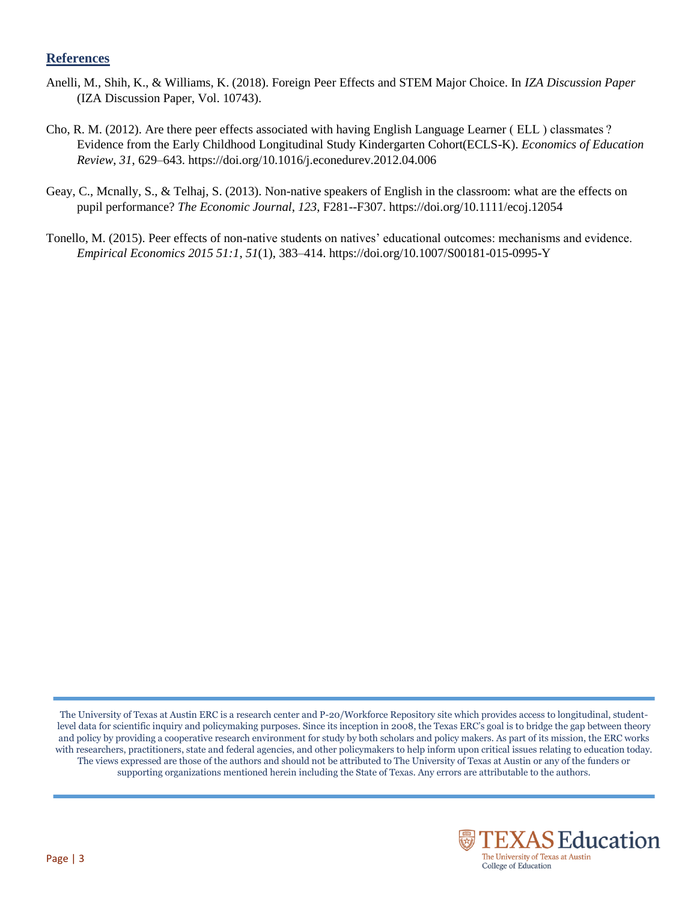## References

Anelli, M., Shih, K., & Williams, K. (2018). Foreign Peer Effects and STEM Major Choice. In *IZA Discussion Paper* (IZA Discussion Paper, Vol. 10743).

Cho, R. M. (2012). Are there peer effects associated with having English Language Learner ( ELL ) classmates ? Evidence from the Early Childhood Longitudinal Study Kindergarten Cohort(ECLS-K). *Economics of Education Review*, *31*, 629–643. https://doi.org/10.1016/j.econedurev.2012.04.006

Geay, C., Mcnally, S., & Telhaj, S. (2013). Non-native speakers of English in the classroom: what are the effects on pupil performance? *The Economic Journal*, *123*, F281--F307. https://doi.org/10.1111/ecoj.12054

Tonello, M. (2015). Peer effects of non-native students on natives' educational outcomes: mechanisms and evidence. *Empirical Economics 2015 51:1*, *51*(1), 383–414. https://doi.org/10.1007/S00181-015-0995-Y

The University of Texas at Austin ERC is a research center and P-20/Workforce Repository site which provides access to longitudinal, student-level data for scientific inquiry and policymaking purposes. Since its inception in 2008, the Texas ERC's goal is to bridge the gap between theory and policy by providing a cooperative research environment for study by both scholars and policy makers. As part of its mission, the ERC works with researchers, practitioners, state and federal agencies, and other policymakers to help inform upon critical issues relating to education today. The views expressed are those of the authors and should not be attributed to The University of Texas at Austin or any of the funders or supporting organizations mentioned herein including the State of Texas. Any errors are attributable to the authors.